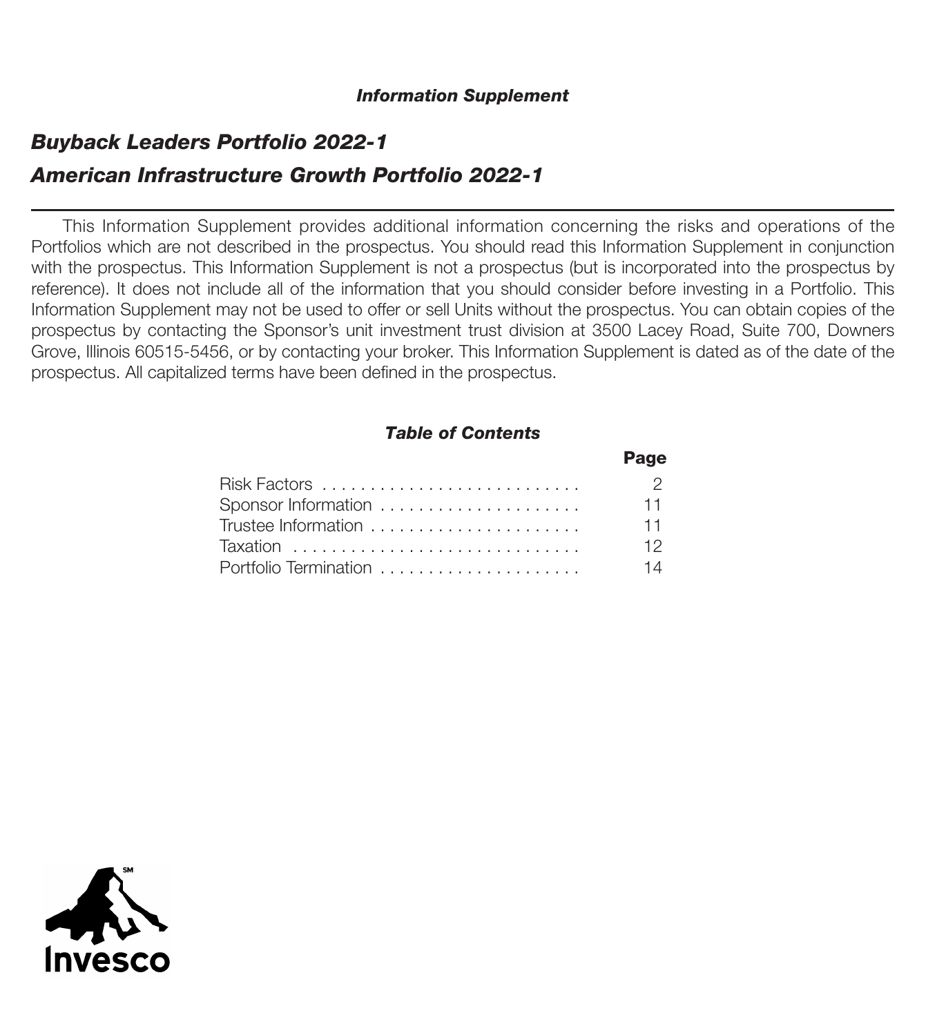***Information Supplement***

# *Buyback Leaders Portfolio 2022-1*

# *American Infrastructure Growth Portfolio 2022-1*

This Information Supplement provides additional information concerning the risks and operations of the Portfolios which are not described in the prospectus. You should read this Information Supplement in conjunction with the prospectus. This Information Supplement is not a prospectus (but is incorporated into the prospectus by reference). It does not include all of the information that you should consider before investing in a Portfolio. This Information Supplement may not be used to offer or sell Units without the prospectus. You can obtain copies of the prospectus by contacting the Sponsor's unit investment trust division at 3500 Lacey Road, Suite 700, Downers Grove, Illinois 60515-5456, or by contacting your broker. This Information Supplement is dated as of the date of the prospectus. All capitalized terms have been defined in the prospectus.

***Table of Contents***

| | **Page** |
|---|---|
| Risk Factors | 2 |
| Sponsor Information | 11 |
| Trustee Information | 11 |
| Taxation | 12 |
| Portfolio Termination | 14 |

Invesco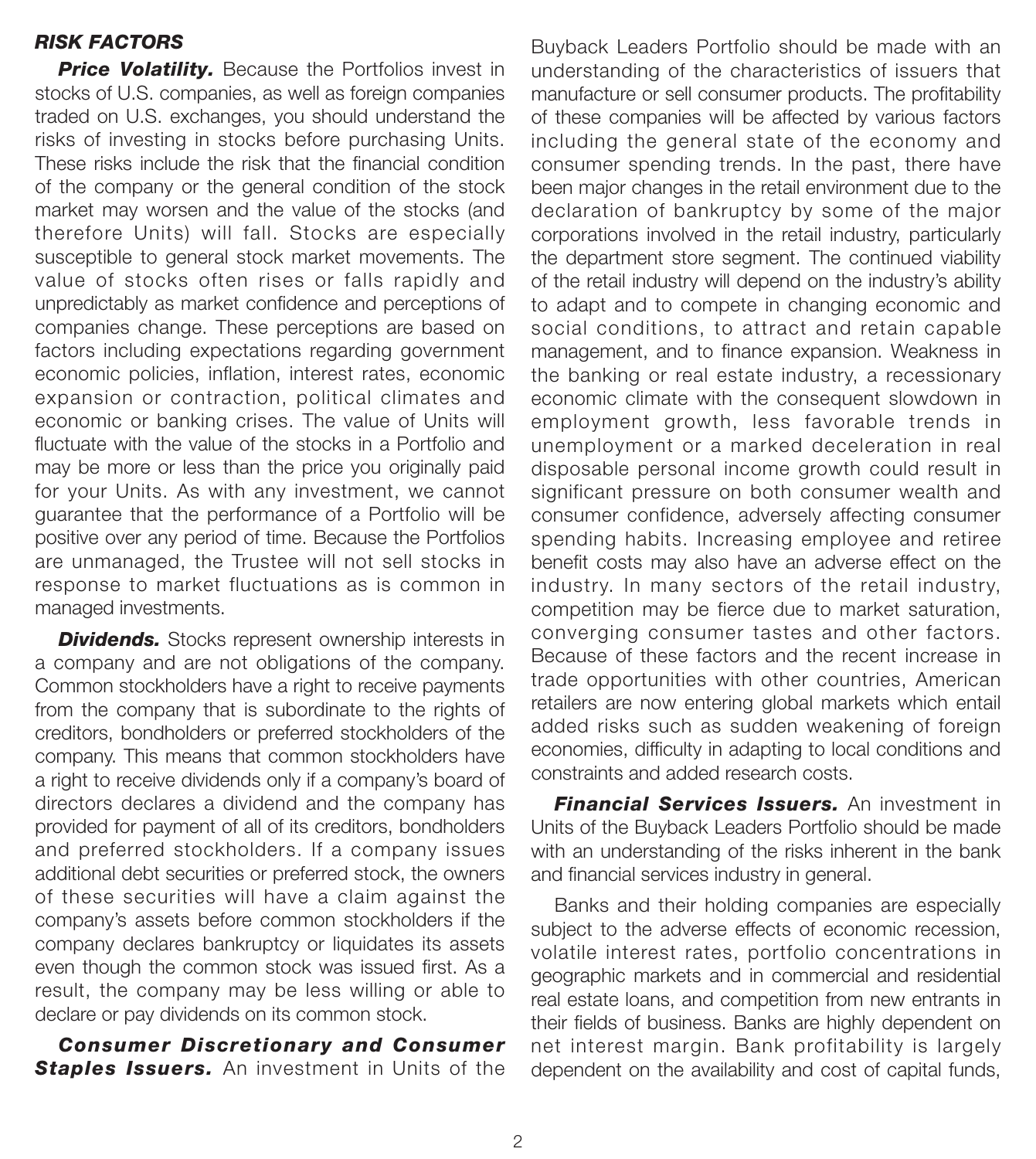## RISK FACTORS

***Price Volatility.*** Because the Portfolios invest in stocks of U.S. companies, as well as foreign companies traded on U.S. exchanges, you should understand the risks of investing in stocks before purchasing Units. These risks include the risk that the financial condition of the company or the general condition of the stock market may worsen and the value of the stocks (and therefore Units) will fall. Stocks are especially susceptible to general stock market movements. The value of stocks often rises or falls rapidly and unpredictably as market confidence and perceptions of companies change. These perceptions are based on factors including expectations regarding government economic policies, inflation, interest rates, economic expansion or contraction, political climates and economic or banking crises. The value of Units will fluctuate with the value of the stocks in a Portfolio and may be more or less than the price you originally paid for your Units. As with any investment, we cannot guarantee that the performance of a Portfolio will be positive over any period of time. Because the Portfolios are unmanaged, the Trustee will not sell stocks in response to market fluctuations as is common in managed investments.

***Dividends.*** Stocks represent ownership interests in a company and are not obligations of the company. Common stockholders have a right to receive payments from the company that is subordinate to the rights of creditors, bondholders or preferred stockholders of the company. This means that common stockholders have a right to receive dividends only if a company's board of directors declares a dividend and the company has provided for payment of all of its creditors, bondholders and preferred stockholders. If a company issues additional debt securities or preferred stock, the owners of these securities will have a claim against the company's assets before common stockholders if the company declares bankruptcy or liquidates its assets even though the common stock was issued first. As a result, the company may be less willing or able to declare or pay dividends on its common stock.

***Consumer Discretionary and Consumer Staples Issuers.*** An investment in Units of the Buyback Leaders Portfolio should be made with an understanding of the characteristics of issuers that manufacture or sell consumer products. The profitability of these companies will be affected by various factors including the general state of the economy and consumer spending trends. In the past, there have been major changes in the retail environment due to the declaration of bankruptcy by some of the major corporations involved in the retail industry, particularly the department store segment. The continued viability of the retail industry will depend on the industry's ability to adapt and to compete in changing economic and social conditions, to attract and retain capable management, and to finance expansion. Weakness in the banking or real estate industry, a recessionary economic climate with the consequent slowdown in employment growth, less favorable trends in unemployment or a marked deceleration in real disposable personal income growth could result in significant pressure on both consumer wealth and consumer confidence, adversely affecting consumer spending habits. Increasing employee and retiree benefit costs may also have an adverse effect on the industry. In many sectors of the retail industry, competition may be fierce due to market saturation, converging consumer tastes and other factors. Because of these factors and the recent increase in trade opportunities with other countries, American retailers are now entering global markets which entail added risks such as sudden weakening of foreign economies, difficulty in adapting to local conditions and constraints and added research costs.

***Financial Services Issuers.*** An investment in Units of the Buyback Leaders Portfolio should be made with an understanding of the risks inherent in the bank and financial services industry in general.

Banks and their holding companies are especially subject to the adverse effects of economic recession, volatile interest rates, portfolio concentrations in geographic markets and in commercial and residential real estate loans, and competition from new entrants in their fields of business. Banks are highly dependent on net interest margin. Bank profitability is largely dependent on the availability and cost of capital funds,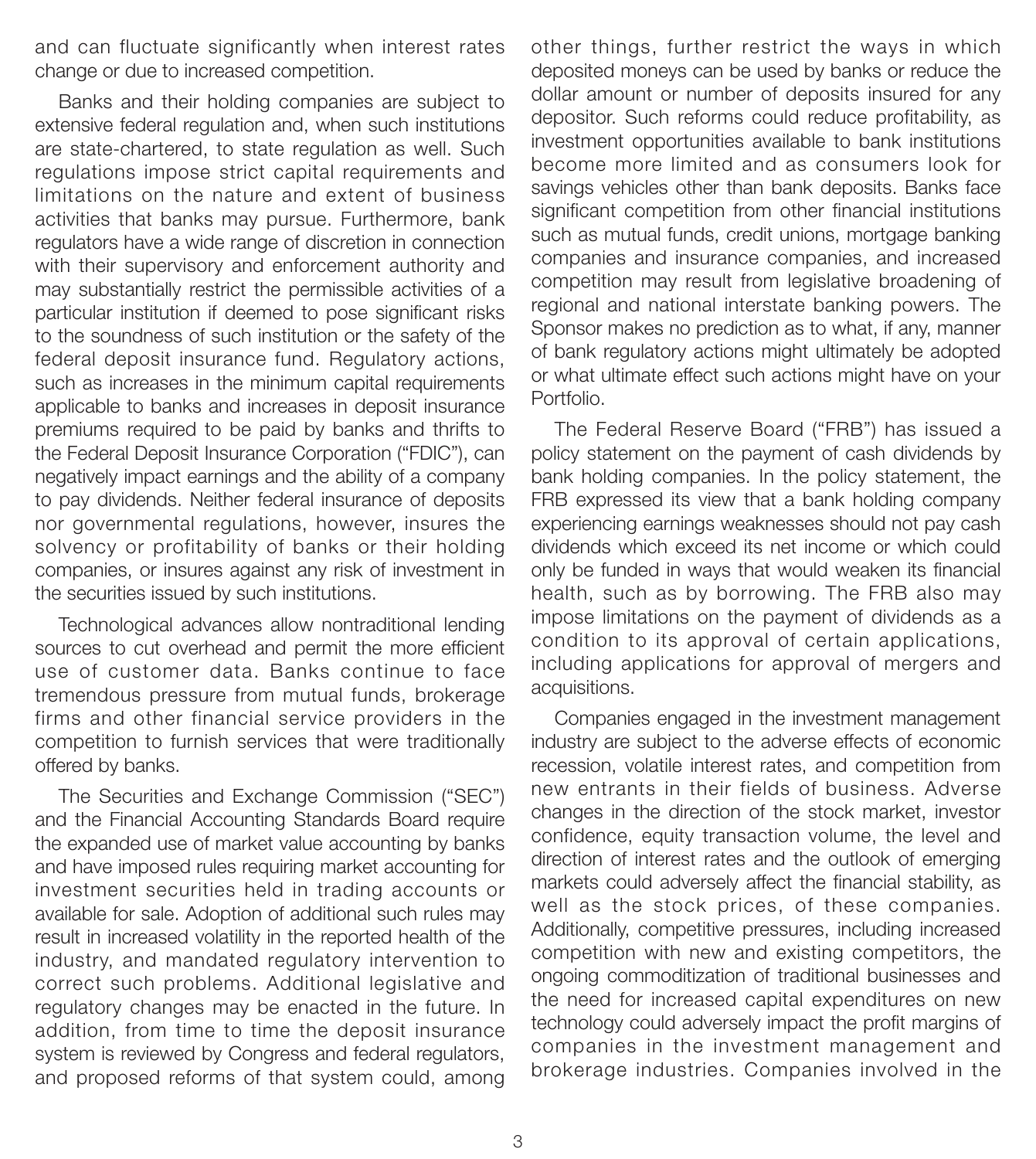and can fluctuate significantly when interest rates change or due to increased competition.

Banks and their holding companies are subject to extensive federal regulation and, when such institutions are state-chartered, to state regulation as well. Such regulations impose strict capital requirements and limitations on the nature and extent of business activities that banks may pursue. Furthermore, bank regulators have a wide range of discretion in connection with their supervisory and enforcement authority and may substantially restrict the permissible activities of a particular institution if deemed to pose significant risks to the soundness of such institution or the safety of the federal deposit insurance fund. Regulatory actions, such as increases in the minimum capital requirements applicable to banks and increases in deposit insurance premiums required to be paid by banks and thrifts to the Federal Deposit Insurance Corporation ("FDIC"), can negatively impact earnings and the ability of a company to pay dividends. Neither federal insurance of deposits nor governmental regulations, however, insures the solvency or profitability of banks or their holding companies, or insures against any risk of investment in the securities issued by such institutions.

Technological advances allow nontraditional lending sources to cut overhead and permit the more efficient use of customer data. Banks continue to face tremendous pressure from mutual funds, brokerage firms and other financial service providers in the competition to furnish services that were traditionally offered by banks.

The Securities and Exchange Commission ("SEC") and the Financial Accounting Standards Board require the expanded use of market value accounting by banks and have imposed rules requiring market accounting for investment securities held in trading accounts or available for sale. Adoption of additional such rules may result in increased volatility in the reported health of the industry, and mandated regulatory intervention to correct such problems. Additional legislative and regulatory changes may be enacted in the future. In addition, from time to time the deposit insurance system is reviewed by Congress and federal regulators, and proposed reforms of that system could, among other things, further restrict the ways in which deposited moneys can be used by banks or reduce the dollar amount or number of deposits insured for any depositor. Such reforms could reduce profitability, as investment opportunities available to bank institutions become more limited and as consumers look for savings vehicles other than bank deposits. Banks face significant competition from other financial institutions such as mutual funds, credit unions, mortgage banking companies and insurance companies, and increased competition may result from legislative broadening of regional and national interstate banking powers. The Sponsor makes no prediction as to what, if any, manner of bank regulatory actions might ultimately be adopted or what ultimate effect such actions might have on your Portfolio.

The Federal Reserve Board ("FRB") has issued a policy statement on the payment of cash dividends by bank holding companies. In the policy statement, the FRB expressed its view that a bank holding company experiencing earnings weaknesses should not pay cash dividends which exceed its net income or which could only be funded in ways that would weaken its financial health, such as by borrowing. The FRB also may impose limitations on the payment of dividends as a condition to its approval of certain applications, including applications for approval of mergers and acquisitions.

Companies engaged in the investment management industry are subject to the adverse effects of economic recession, volatile interest rates, and competition from new entrants in their fields of business. Adverse changes in the direction of the stock market, investor confidence, equity transaction volume, the level and direction of interest rates and the outlook of emerging markets could adversely affect the financial stability, as well as the stock prices, of these companies. Additionally, competitive pressures, including increased competition with new and existing competitors, the ongoing commoditization of traditional businesses and the need for increased capital expenditures on new technology could adversely impact the profit margins of companies in the investment management and brokerage industries. Companies involved in the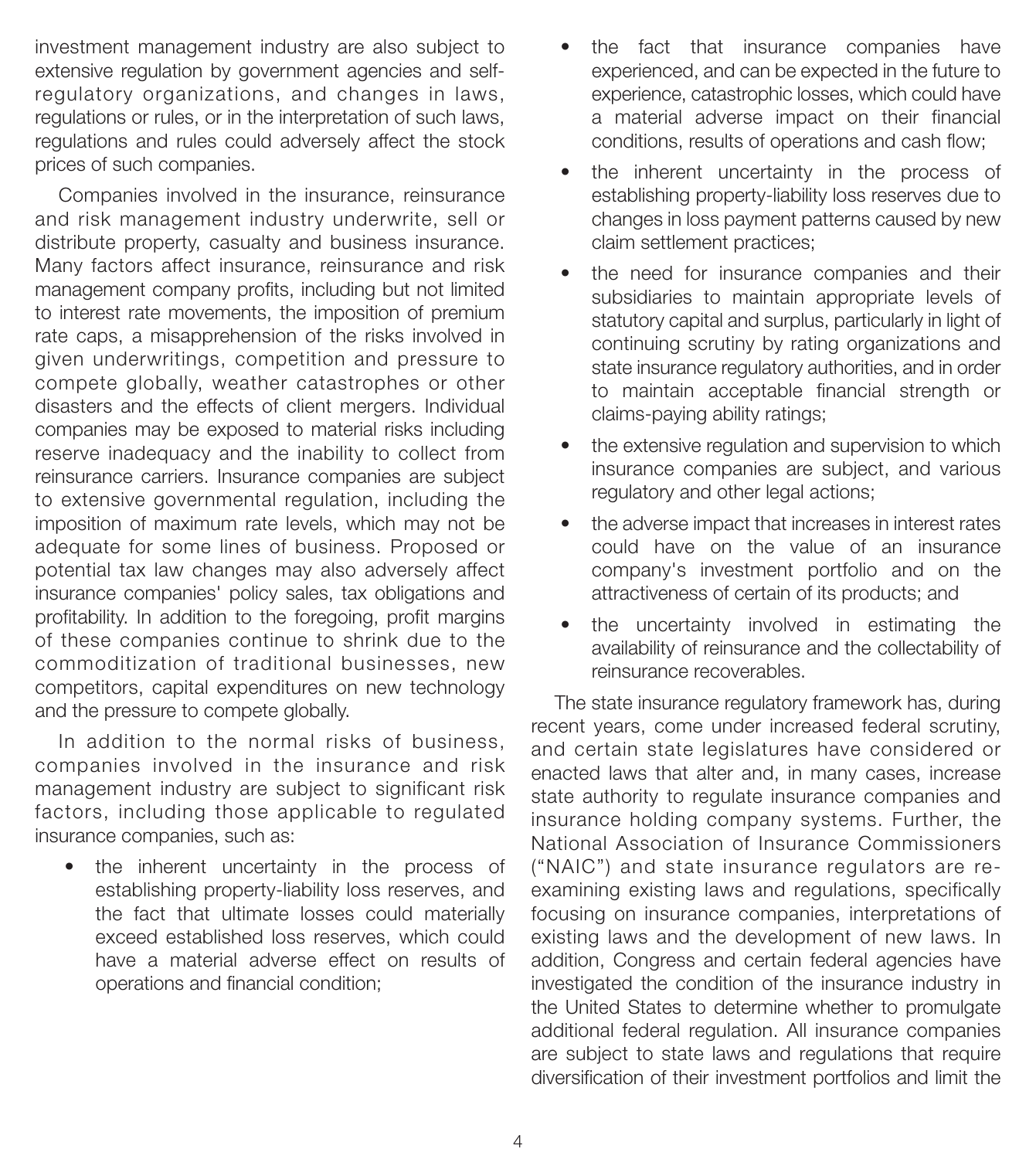investment management industry are also subject to extensive regulation by government agencies and self-regulatory organizations, and changes in laws, regulations or rules, or in the interpretation of such laws, regulations and rules could adversely affect the stock prices of such companies.

Companies involved in the insurance, reinsurance and risk management industry underwrite, sell or distribute property, casualty and business insurance. Many factors affect insurance, reinsurance and risk management company profits, including but not limited to interest rate movements, the imposition of premium rate caps, a misapprehension of the risks involved in given underwritings, competition and pressure to compete globally, weather catastrophes or other disasters and the effects of client mergers. Individual companies may be exposed to material risks including reserve inadequacy and the inability to collect from reinsurance carriers. Insurance companies are subject to extensive governmental regulation, including the imposition of maximum rate levels, which may not be adequate for some lines of business. Proposed or potential tax law changes may also adversely affect insurance companies' policy sales, tax obligations and profitability. In addition to the foregoing, profit margins of these companies continue to shrink due to the commoditization of traditional businesses, new competitors, capital expenditures on new technology and the pressure to compete globally.

In addition to the normal risks of business, companies involved in the insurance and risk management industry are subject to significant risk factors, including those applicable to regulated insurance companies, such as:

- the inherent uncertainty in the process of establishing property-liability loss reserves, and the fact that ultimate losses could materially exceed established loss reserves, which could have a material adverse effect on results of operations and financial condition;
- the fact that insurance companies have experienced, and can be expected in the future to experience, catastrophic losses, which could have a material adverse impact on their financial conditions, results of operations and cash flow;
- the inherent uncertainty in the process of establishing property-liability loss reserves due to changes in loss payment patterns caused by new claim settlement practices;
- the need for insurance companies and their subsidiaries to maintain appropriate levels of statutory capital and surplus, particularly in light of continuing scrutiny by rating organizations and state insurance regulatory authorities, and in order to maintain acceptable financial strength or claims-paying ability ratings;
- the extensive regulation and supervision to which insurance companies are subject, and various regulatory and other legal actions;
- the adverse impact that increases in interest rates could have on the value of an insurance company's investment portfolio and on the attractiveness of certain of its products; and
- the uncertainty involved in estimating the availability of reinsurance and the collectability of reinsurance recoverables.

The state insurance regulatory framework has, during recent years, come under increased federal scrutiny, and certain state legislatures have considered or enacted laws that alter and, in many cases, increase state authority to regulate insurance companies and insurance holding company systems. Further, the National Association of Insurance Commissioners ("NAIC") and state insurance regulators are re-examining existing laws and regulations, specifically focusing on insurance companies, interpretations of existing laws and the development of new laws. In addition, Congress and certain federal agencies have investigated the condition of the insurance industry in the United States to determine whether to promulgate additional federal regulation. All insurance companies are subject to state laws and regulations that require diversification of their investment portfolios and limit the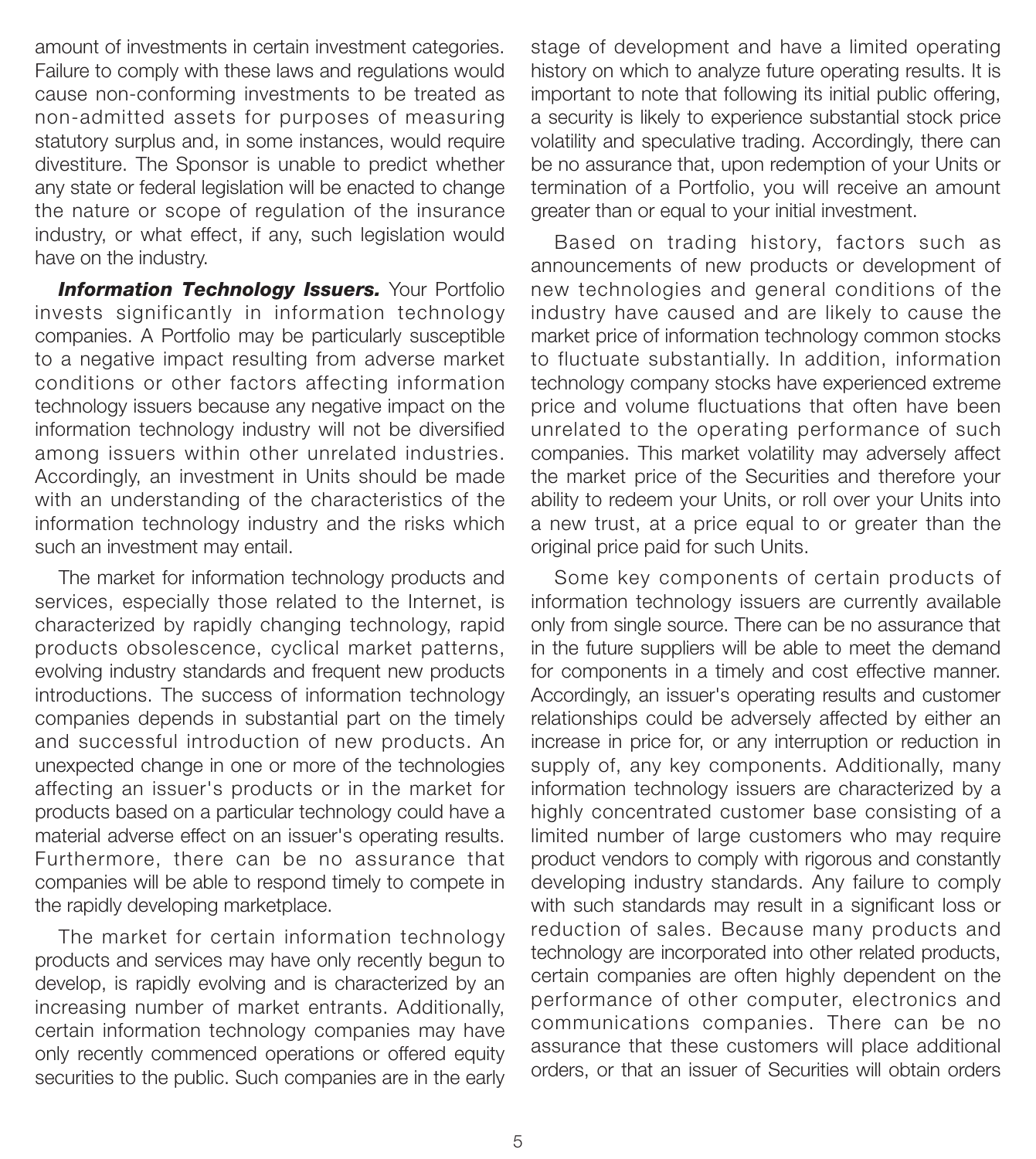amount of investments in certain investment categories. Failure to comply with these laws and regulations would cause non-conforming investments to be treated as non-admitted assets for purposes of measuring statutory surplus and, in some instances, would require divestiture. The Sponsor is unable to predict whether any state or federal legislation will be enacted to change the nature or scope of regulation of the insurance industry, or what effect, if any, such legislation would have on the industry.

***Information Technology Issuers.*** Your Portfolio invests significantly in information technology companies. A Portfolio may be particularly susceptible to a negative impact resulting from adverse market conditions or other factors affecting information technology issuers because any negative impact on the information technology industry will not be diversified among issuers within other unrelated industries. Accordingly, an investment in Units should be made with an understanding of the characteristics of the information technology industry and the risks which such an investment may entail.

The market for information technology products and services, especially those related to the Internet, is characterized by rapidly changing technology, rapid products obsolescence, cyclical market patterns, evolving industry standards and frequent new products introductions. The success of information technology companies depends in substantial part on the timely and successful introduction of new products. An unexpected change in one or more of the technologies affecting an issuer's products or in the market for products based on a particular technology could have a material adverse effect on an issuer's operating results. Furthermore, there can be no assurance that companies will be able to respond timely to compete in the rapidly developing marketplace.

The market for certain information technology products and services may have only recently begun to develop, is rapidly evolving and is characterized by an increasing number of market entrants. Additionally, certain information technology companies may have only recently commenced operations or offered equity securities to the public. Such companies are in the early stage of development and have a limited operating history on which to analyze future operating results. It is important to note that following its initial public offering, a security is likely to experience substantial stock price volatility and speculative trading. Accordingly, there can be no assurance that, upon redemption of your Units or termination of a Portfolio, you will receive an amount greater than or equal to your initial investment.

Based on trading history, factors such as announcements of new products or development of new technologies and general conditions of the industry have caused and are likely to cause the market price of information technology common stocks to fluctuate substantially. In addition, information technology company stocks have experienced extreme price and volume fluctuations that often have been unrelated to the operating performance of such companies. This market volatility may adversely affect the market price of the Securities and therefore your ability to redeem your Units, or roll over your Units into a new trust, at a price equal to or greater than the original price paid for such Units.

Some key components of certain products of information technology issuers are currently available only from single source. There can be no assurance that in the future suppliers will be able to meet the demand for components in a timely and cost effective manner. Accordingly, an issuer's operating results and customer relationships could be adversely affected by either an increase in price for, or any interruption or reduction in supply of, any key components. Additionally, many information technology issuers are characterized by a highly concentrated customer base consisting of a limited number of large customers who may require product vendors to comply with rigorous and constantly developing industry standards. Any failure to comply with such standards may result in a significant loss or reduction of sales. Because many products and technology are incorporated into other related products, certain companies are often highly dependent on the performance of other computer, electronics and communications companies. There can be no assurance that these customers will place additional orders, or that an issuer of Securities will obtain orders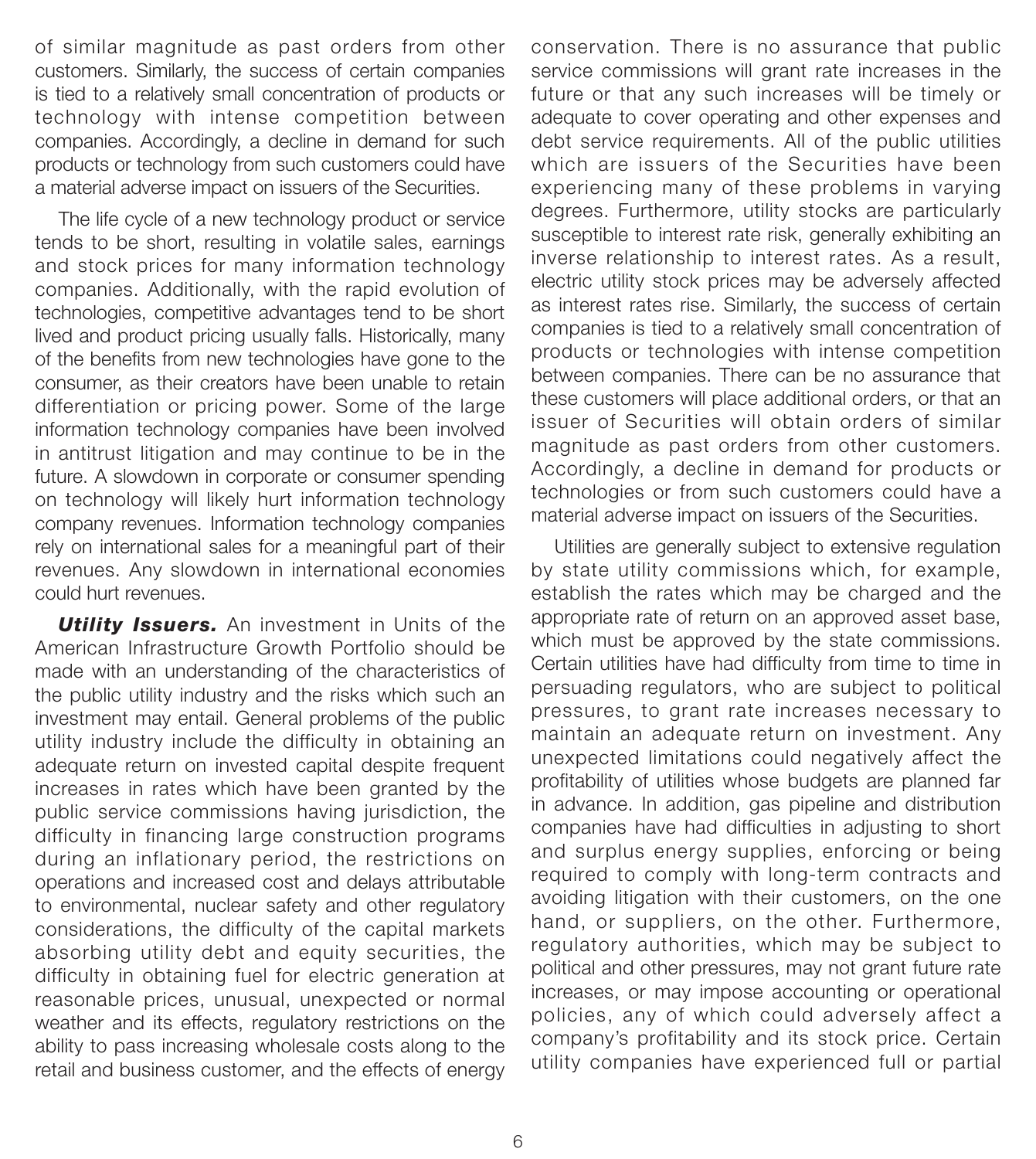of similar magnitude as past orders from other customers. Similarly, the success of certain companies is tied to a relatively small concentration of products or technology with intense competition between companies. Accordingly, a decline in demand for such products or technology from such customers could have a material adverse impact on issuers of the Securities.

The life cycle of a new technology product or service tends to be short, resulting in volatile sales, earnings and stock prices for many information technology companies. Additionally, with the rapid evolution of technologies, competitive advantages tend to be short lived and product pricing usually falls. Historically, many of the benefits from new technologies have gone to the consumer, as their creators have been unable to retain differentiation or pricing power. Some of the large information technology companies have been involved in antitrust litigation and may continue to be in the future. A slowdown in corporate or consumer spending on technology will likely hurt information technology company revenues. Information technology companies rely on international sales for a meaningful part of their revenues. Any slowdown in international economies could hurt revenues.

***Utility Issuers.*** An investment in Units of the American Infrastructure Growth Portfolio should be made with an understanding of the characteristics of the public utility industry and the risks which such an investment may entail. General problems of the public utility industry include the difficulty in obtaining an adequate return on invested capital despite frequent increases in rates which have been granted by the public service commissions having jurisdiction, the difficulty in financing large construction programs during an inflationary period, the restrictions on operations and increased cost and delays attributable to environmental, nuclear safety and other regulatory considerations, the difficulty of the capital markets absorbing utility debt and equity securities, the difficulty in obtaining fuel for electric generation at reasonable prices, unusual, unexpected or normal weather and its effects, regulatory restrictions on the ability to pass increasing wholesale costs along to the retail and business customer, and the effects of energy conservation. There is no assurance that public service commissions will grant rate increases in the future or that any such increases will be timely or adequate to cover operating and other expenses and debt service requirements. All of the public utilities which are issuers of the Securities have been experiencing many of these problems in varying degrees. Furthermore, utility stocks are particularly susceptible to interest rate risk, generally exhibiting an inverse relationship to interest rates. As a result, electric utility stock prices may be adversely affected as interest rates rise. Similarly, the success of certain companies is tied to a relatively small concentration of products or technologies with intense competition between companies. There can be no assurance that these customers will place additional orders, or that an issuer of Securities will obtain orders of similar magnitude as past orders from other customers. Accordingly, a decline in demand for products or technologies or from such customers could have a material adverse impact on issuers of the Securities.

Utilities are generally subject to extensive regulation by state utility commissions which, for example, establish the rates which may be charged and the appropriate rate of return on an approved asset base, which must be approved by the state commissions. Certain utilities have had difficulty from time to time in persuading regulators, who are subject to political pressures, to grant rate increases necessary to maintain an adequate return on investment. Any unexpected limitations could negatively affect the profitability of utilities whose budgets are planned far in advance. In addition, gas pipeline and distribution companies have had difficulties in adjusting to short and surplus energy supplies, enforcing or being required to comply with long-term contracts and avoiding litigation with their customers, on the one hand, or suppliers, on the other. Furthermore, regulatory authorities, which may be subject to political and other pressures, may not grant future rate increases, or may impose accounting or operational policies, any of which could adversely affect a company's profitability and its stock price. Certain utility companies have experienced full or partial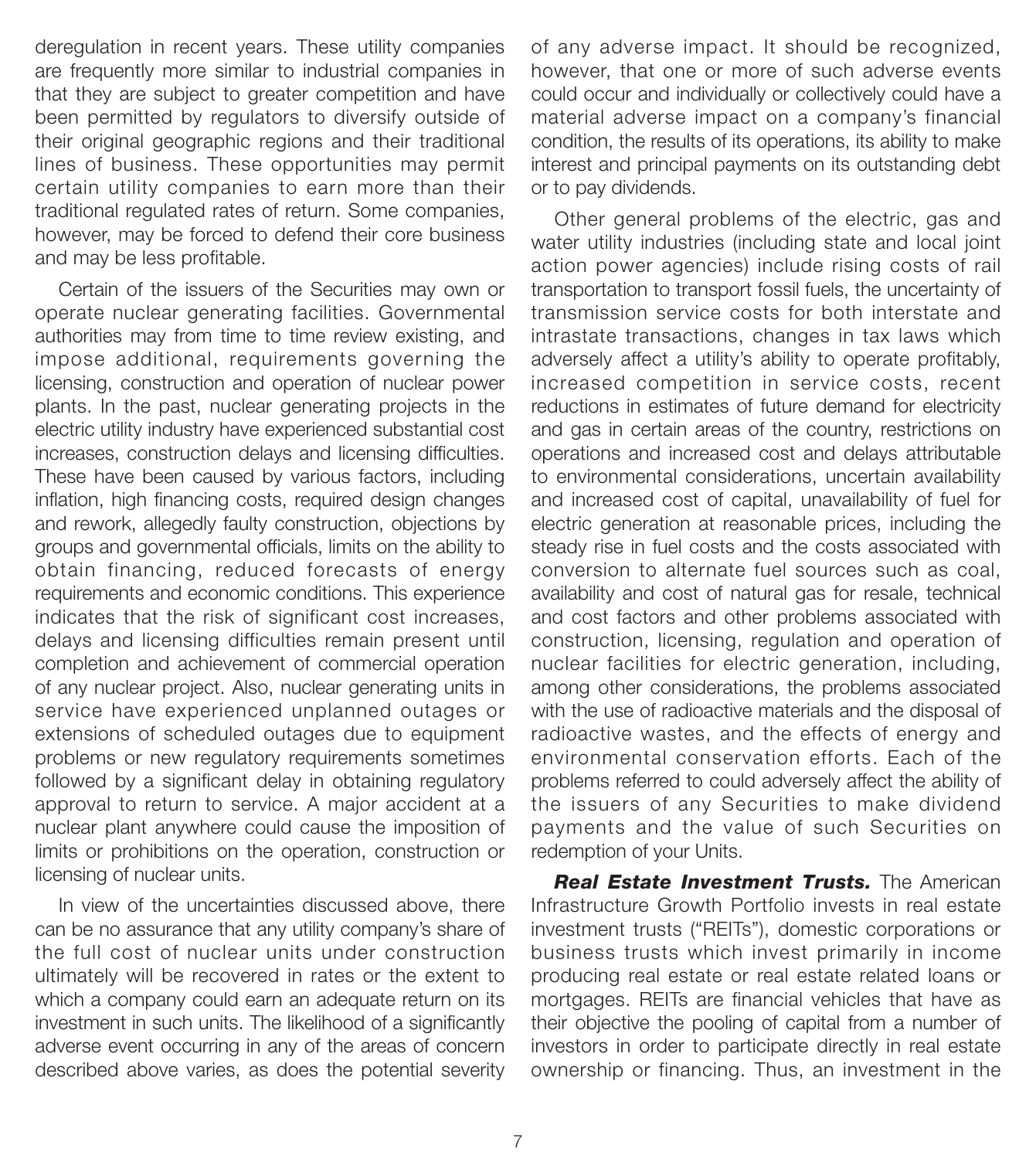deregulation in recent years. These utility companies are frequently more similar to industrial companies in that they are subject to greater competition and have been permitted by regulators to diversify outside of their original geographic regions and their traditional lines of business. These opportunities may permit certain utility companies to earn more than their traditional regulated rates of return. Some companies, however, may be forced to defend their core business and may be less profitable.

Certain of the issuers of the Securities may own or operate nuclear generating facilities. Governmental authorities may from time to time review existing, and impose additional, requirements governing the licensing, construction and operation of nuclear power plants. In the past, nuclear generating projects in the electric utility industry have experienced substantial cost increases, construction delays and licensing difficulties. These have been caused by various factors, including inflation, high financing costs, required design changes and rework, allegedly faulty construction, objections by groups and governmental officials, limits on the ability to obtain financing, reduced forecasts of energy requirements and economic conditions. This experience indicates that the risk of significant cost increases, delays and licensing difficulties remain present until completion and achievement of commercial operation of any nuclear project. Also, nuclear generating units in service have experienced unplanned outages or extensions of scheduled outages due to equipment problems or new regulatory requirements sometimes followed by a significant delay in obtaining regulatory approval to return to service. A major accident at a nuclear plant anywhere could cause the imposition of limits or prohibitions on the operation, construction or licensing of nuclear units.

In view of the uncertainties discussed above, there can be no assurance that any utility company's share of the full cost of nuclear units under construction ultimately will be recovered in rates or the extent to which a company could earn an adequate return on its investment in such units. The likelihood of a significantly adverse event occurring in any of the areas of concern described above varies, as does the potential severity of any adverse impact. It should be recognized, however, that one or more of such adverse events could occur and individually or collectively could have a material adverse impact on a company's financial condition, the results of its operations, its ability to make interest and principal payments on its outstanding debt or to pay dividends.

Other general problems of the electric, gas and water utility industries (including state and local joint action power agencies) include rising costs of rail transportation to transport fossil fuels, the uncertainty of transmission service costs for both interstate and intrastate transactions, changes in tax laws which adversely affect a utility's ability to operate profitably, increased competition in service costs, recent reductions in estimates of future demand for electricity and gas in certain areas of the country, restrictions on operations and increased cost and delays attributable to environmental considerations, uncertain availability and increased cost of capital, unavailability of fuel for electric generation at reasonable prices, including the steady rise in fuel costs and the costs associated with conversion to alternate fuel sources such as coal, availability and cost of natural gas for resale, technical and cost factors and other problems associated with construction, licensing, regulation and operation of nuclear facilities for electric generation, including, among other considerations, the problems associated with the use of radioactive materials and the disposal of radioactive wastes, and the effects of energy and environmental conservation efforts. Each of the problems referred to could adversely affect the ability of the issuers of any Securities to make dividend payments and the value of such Securities on redemption of your Units.

***Real Estate Investment Trusts.*** The American Infrastructure Growth Portfolio invests in real estate investment trusts ("REITs"), domestic corporations or business trusts which invest primarily in income producing real estate or real estate related loans or mortgages. REITs are financial vehicles that have as their objective the pooling of capital from a number of investors in order to participate directly in real estate ownership or financing. Thus, an investment in the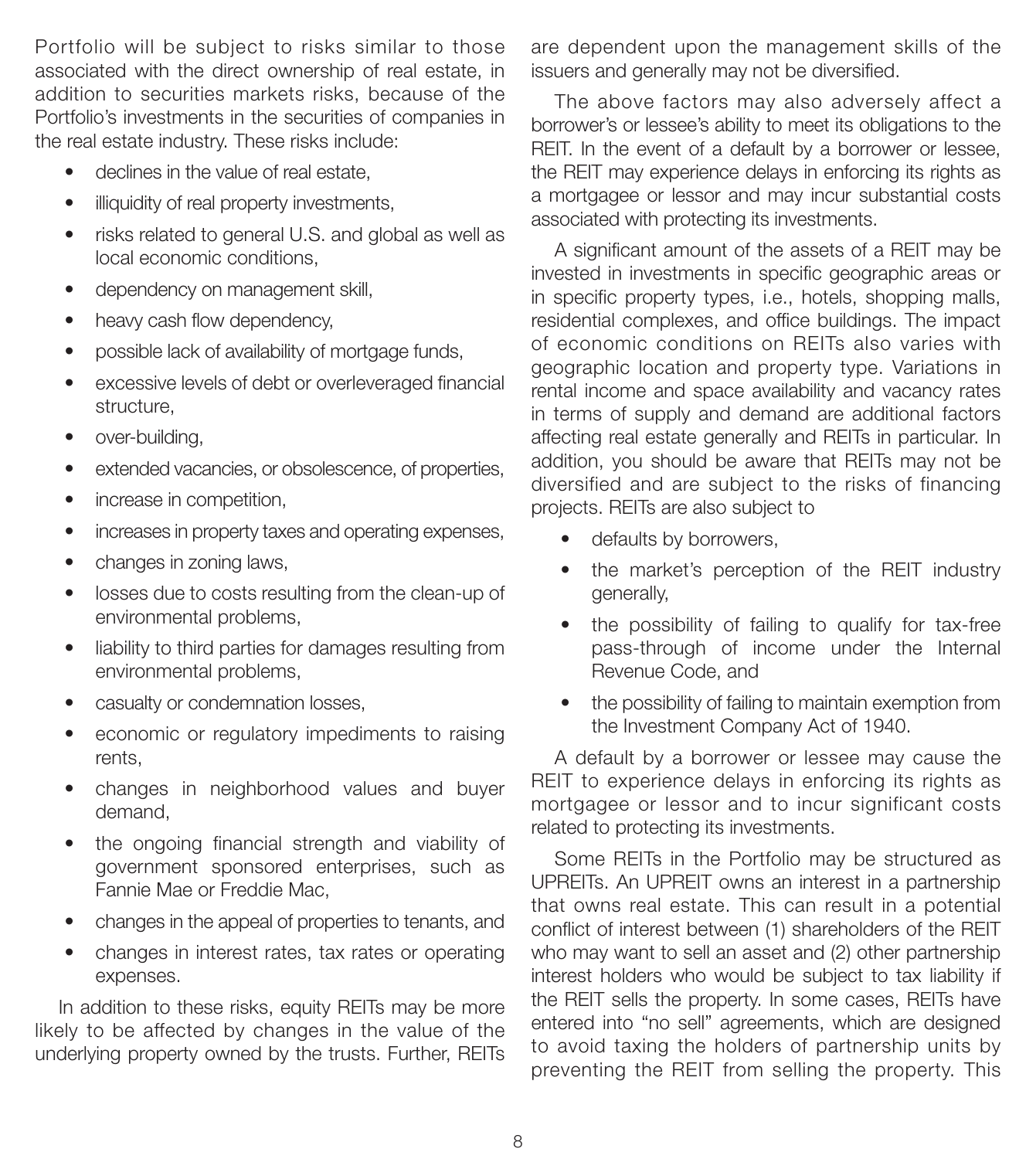Portfolio will be subject to risks similar to those associated with the direct ownership of real estate, in addition to securities markets risks, because of the Portfolio's investments in the securities of companies in the real estate industry. These risks include:

- declines in the value of real estate,
- illiquidity of real property investments,
- risks related to general U.S. and global as well as local economic conditions,
- dependency on management skill,
- heavy cash flow dependency,
- possible lack of availability of mortgage funds,
- excessive levels of debt or overleveraged financial structure,
- over-building,
- extended vacancies, or obsolescence, of properties,
- increase in competition,
- increases in property taxes and operating expenses,
- changes in zoning laws,
- losses due to costs resulting from the clean-up of environmental problems,
- liability to third parties for damages resulting from environmental problems,
- casualty or condemnation losses,
- economic or regulatory impediments to raising rents,
- changes in neighborhood values and buyer demand,
- the ongoing financial strength and viability of government sponsored enterprises, such as Fannie Mae or Freddie Mac,
- changes in the appeal of properties to tenants, and
- changes in interest rates, tax rates or operating expenses.

In addition to these risks, equity REITs may be more likely to be affected by changes in the value of the underlying property owned by the trusts. Further, REITs are dependent upon the management skills of the issuers and generally may not be diversified.

The above factors may also adversely affect a borrower's or lessee's ability to meet its obligations to the REIT. In the event of a default by a borrower or lessee, the REIT may experience delays in enforcing its rights as a mortgagee or lessor and may incur substantial costs associated with protecting its investments.

A significant amount of the assets of a REIT may be invested in investments in specific geographic areas or in specific property types, i.e., hotels, shopping malls, residential complexes, and office buildings. The impact of economic conditions on REITs also varies with geographic location and property type. Variations in rental income and space availability and vacancy rates in terms of supply and demand are additional factors affecting real estate generally and REITs in particular. In addition, you should be aware that REITs may not be diversified and are subject to the risks of financing projects. REITs are also subject to

- defaults by borrowers,
- the market's perception of the REIT industry generally,
- the possibility of failing to qualify for tax-free pass-through of income under the Internal Revenue Code, and
- the possibility of failing to maintain exemption from the Investment Company Act of 1940.

A default by a borrower or lessee may cause the REIT to experience delays in enforcing its rights as mortgagee or lessor and to incur significant costs related to protecting its investments.

Some REITs in the Portfolio may be structured as UPREITs. An UPREIT owns an interest in a partnership that owns real estate. This can result in a potential conflict of interest between (1) shareholders of the REIT who may want to sell an asset and (2) other partnership interest holders who would be subject to tax liability if the REIT sells the property. In some cases, REITs have entered into "no sell" agreements, which are designed to avoid taxing the holders of partnership units by preventing the REIT from selling the property. This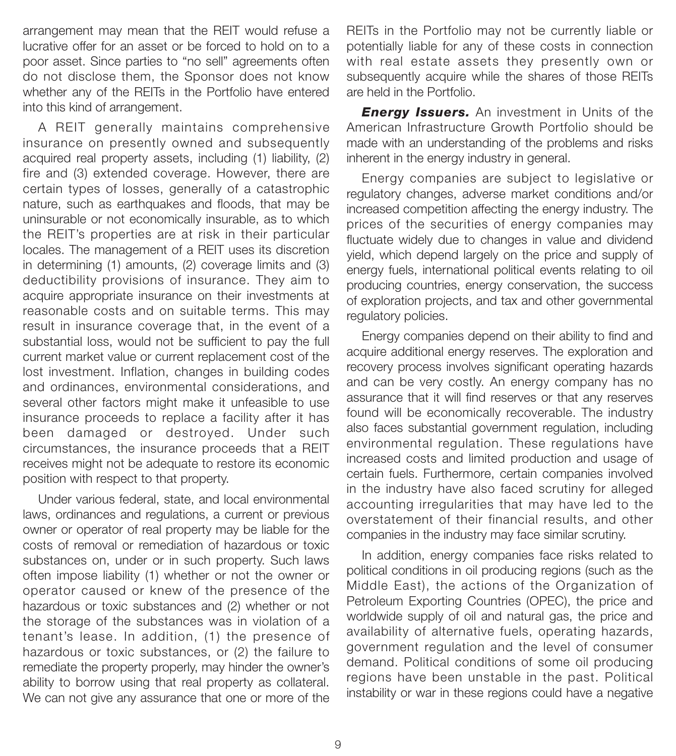arrangement may mean that the REIT would refuse a lucrative offer for an asset or be forced to hold on to a poor asset. Since parties to "no sell" agreements often do not disclose them, the Sponsor does not know whether any of the REITs in the Portfolio have entered into this kind of arrangement.

A REIT generally maintains comprehensive insurance on presently owned and subsequently acquired real property assets, including (1) liability, (2) fire and (3) extended coverage. However, there are certain types of losses, generally of a catastrophic nature, such as earthquakes and floods, that may be uninsurable or not economically insurable, as to which the REIT's properties are at risk in their particular locales. The management of a REIT uses its discretion in determining (1) amounts, (2) coverage limits and (3) deductibility provisions of insurance. They aim to acquire appropriate insurance on their investments at reasonable costs and on suitable terms. This may result in insurance coverage that, in the event of a substantial loss, would not be sufficient to pay the full current market value or current replacement cost of the lost investment. Inflation, changes in building codes and ordinances, environmental considerations, and several other factors might make it unfeasible to use insurance proceeds to replace a facility after it has been damaged or destroyed. Under such circumstances, the insurance proceeds that a REIT receives might not be adequate to restore its economic position with respect to that property.

Under various federal, state, and local environmental laws, ordinances and regulations, a current or previous owner or operator of real property may be liable for the costs of removal or remediation of hazardous or toxic substances on, under or in such property. Such laws often impose liability (1) whether or not the owner or operator caused or knew of the presence of the hazardous or toxic substances and (2) whether or not the storage of the substances was in violation of a tenant's lease. In addition, (1) the presence of hazardous or toxic substances, or (2) the failure to remediate the property properly, may hinder the owner's ability to borrow using that real property as collateral. We can not give any assurance that one or more of the REITs in the Portfolio may not be currently liable or potentially liable for any of these costs in connection with real estate assets they presently own or subsequently acquire while the shares of those REITs are held in the Portfolio.

***Energy Issuers.*** An investment in Units of the American Infrastructure Growth Portfolio should be made with an understanding of the problems and risks inherent in the energy industry in general.

Energy companies are subject to legislative or regulatory changes, adverse market conditions and/or increased competition affecting the energy industry. The prices of the securities of energy companies may fluctuate widely due to changes in value and dividend yield, which depend largely on the price and supply of energy fuels, international political events relating to oil producing countries, energy conservation, the success of exploration projects, and tax and other governmental regulatory policies.

Energy companies depend on their ability to find and acquire additional energy reserves. The exploration and recovery process involves significant operating hazards and can be very costly. An energy company has no assurance that it will find reserves or that any reserves found will be economically recoverable. The industry also faces substantial government regulation, including environmental regulation. These regulations have increased costs and limited production and usage of certain fuels. Furthermore, certain companies involved in the industry have also faced scrutiny for alleged accounting irregularities that may have led to the overstatement of their financial results, and other companies in the industry may face similar scrutiny.

In addition, energy companies face risks related to political conditions in oil producing regions (such as the Middle East), the actions of the Organization of Petroleum Exporting Countries (OPEC), the price and worldwide supply of oil and natural gas, the price and availability of alternative fuels, operating hazards, government regulation and the level of consumer demand. Political conditions of some oil producing regions have been unstable in the past. Political instability or war in these regions could have a negative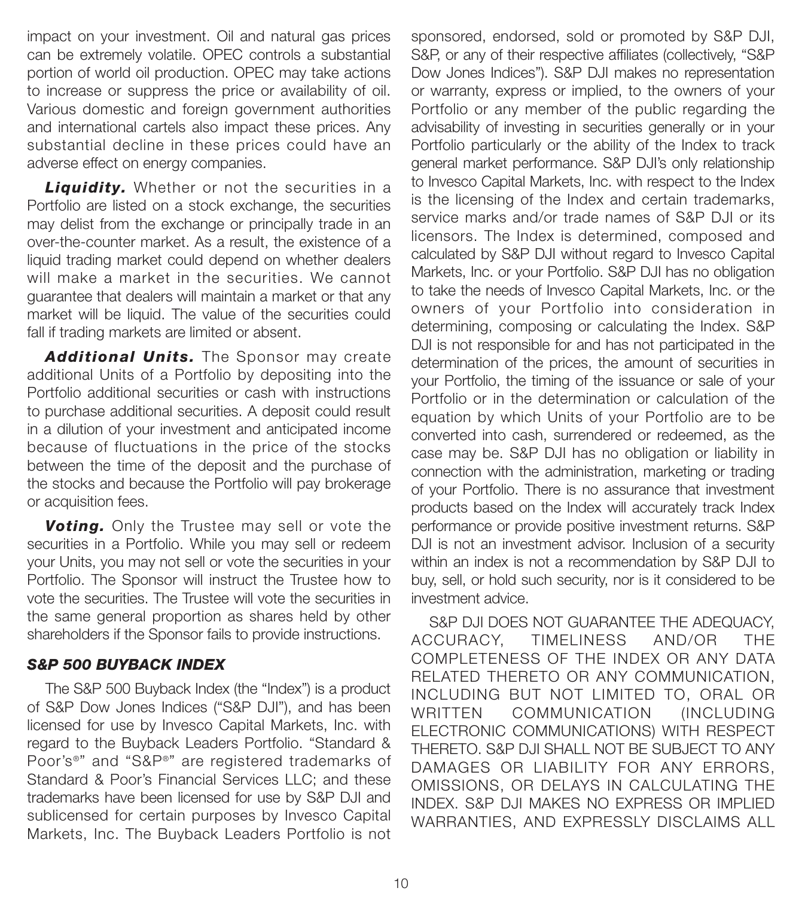impact on your investment. Oil and natural gas prices can be extremely volatile. OPEC controls a substantial portion of world oil production. OPEC may take actions to increase or suppress the price or availability of oil. Various domestic and foreign government authorities and international cartels also impact these prices. Any substantial decline in these prices could have an adverse effect on energy companies.

***Liquidity.*** Whether or not the securities in a Portfolio are listed on a stock exchange, the securities may delist from the exchange or principally trade in an over-the-counter market. As a result, the existence of a liquid trading market could depend on whether dealers will make a market in the securities. We cannot guarantee that dealers will maintain a market or that any market will be liquid. The value of the securities could fall if trading markets are limited or absent.

***Additional Units.*** The Sponsor may create additional Units of a Portfolio by depositing into the Portfolio additional securities or cash with instructions to purchase additional securities. A deposit could result in a dilution of your investment and anticipated income because of fluctuations in the price of the stocks between the time of the deposit and the purchase of the stocks and because the Portfolio will pay brokerage or acquisition fees.

***Voting.*** Only the Trustee may sell or vote the securities in a Portfolio. While you may sell or redeem your Units, you may not sell or vote the securities in your Portfolio. The Sponsor will instruct the Trustee how to vote the securities. The Trustee will vote the securities in the same general proportion as shares held by other shareholders if the Sponsor fails to provide instructions.

### *S&P 500 BUYBACK INDEX*

The S&P 500 Buyback Index (the "Index") is a product of S&P Dow Jones Indices ("S&P DJI"), and has been licensed for use by Invesco Capital Markets, Inc. with regard to the Buyback Leaders Portfolio. "Standard & Poor's®" and "S&P®" are registered trademarks of Standard & Poor's Financial Services LLC; and these trademarks have been licensed for use by S&P DJI and sublicensed for certain purposes by Invesco Capital Markets, Inc. The Buyback Leaders Portfolio is not sponsored, endorsed, sold or promoted by S&P DJI, S&P, or any of their respective affiliates (collectively, "S&P Dow Jones Indices"). S&P DJI makes no representation or warranty, express or implied, to the owners of your Portfolio or any member of the public regarding the advisability of investing in securities generally or in your Portfolio particularly or the ability of the Index to track general market performance. S&P DJI's only relationship to Invesco Capital Markets, Inc. with respect to the Index is the licensing of the Index and certain trademarks, service marks and/or trade names of S&P DJI or its licensors. The Index is determined, composed and calculated by S&P DJI without regard to Invesco Capital Markets, Inc. or your Portfolio. S&P DJI has no obligation to take the needs of Invesco Capital Markets, Inc. or the owners of your Portfolio into consideration in determining, composing or calculating the Index. S&P DJI is not responsible for and has not participated in the determination of the prices, the amount of securities in your Portfolio, the timing of the issuance or sale of your Portfolio or in the determination or calculation of the equation by which Units of your Portfolio are to be converted into cash, surrendered or redeemed, as the case may be. S&P DJI has no obligation or liability in connection with the administration, marketing or trading of your Portfolio. There is no assurance that investment products based on the Index will accurately track Index performance or provide positive investment returns. S&P DJI is not an investment advisor. Inclusion of a security within an index is not a recommendation by S&P DJI to buy, sell, or hold such security, nor is it considered to be investment advice.

S&P DJI DOES NOT GUARANTEE THE ADEQUACY, ACCURACY, TIMELINESS AND/OR THE COMPLETENESS OF THE INDEX OR ANY DATA RELATED THERETO OR ANY COMMUNICATION, INCLUDING BUT NOT LIMITED TO, ORAL OR WRITTEN COMMUNICATION (INCLUDING ELECTRONIC COMMUNICATIONS) WITH RESPECT THERETO. S&P DJI SHALL NOT BE SUBJECT TO ANY DAMAGES OR LIABILITY FOR ANY ERRORS, OMISSIONS, OR DELAYS IN CALCULATING THE INDEX. S&P DJI MAKES NO EXPRESS OR IMPLIED WARRANTIES, AND EXPRESSLY DISCLAIMS ALL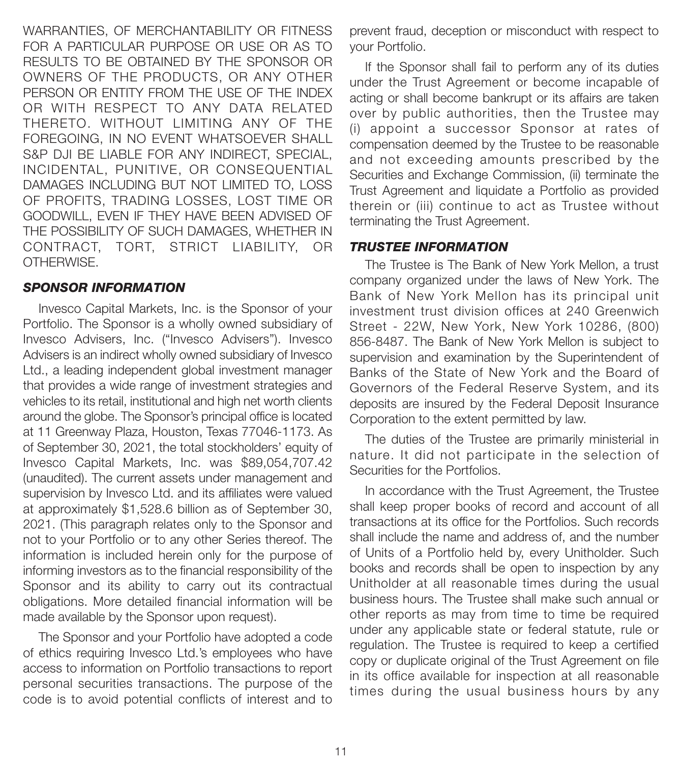WARRANTIES, OF MERCHANTABILITY OR FITNESS FOR A PARTICULAR PURPOSE OR USE OR AS TO RESULTS TO BE OBTAINED BY THE SPONSOR OR OWNERS OF THE PRODUCTS, OR ANY OTHER PERSON OR ENTITY FROM THE USE OF THE INDEX OR WITH RESPECT TO ANY DATA RELATED THERETO. WITHOUT LIMITING ANY OF THE FOREGOING, IN NO EVENT WHATSOEVER SHALL S&P DJI BE LIABLE FOR ANY INDIRECT, SPECIAL, INCIDENTAL, PUNITIVE, OR CONSEQUENTIAL DAMAGES INCLUDING BUT NOT LIMITED TO, LOSS OF PROFITS, TRADING LOSSES, LOST TIME OR GOODWILL, EVEN IF THEY HAVE BEEN ADVISED OF THE POSSIBILITY OF SUCH DAMAGES, WHETHER IN CONTRACT, TORT, STRICT LIABILITY, OR OTHERWISE.

### *SPONSOR INFORMATION*

Invesco Capital Markets, Inc. is the Sponsor of your Portfolio. The Sponsor is a wholly owned subsidiary of Invesco Advisers, Inc. ("Invesco Advisers"). Invesco Advisers is an indirect wholly owned subsidiary of Invesco Ltd., a leading independent global investment manager that provides a wide range of investment strategies and vehicles to its retail, institutional and high net worth clients around the globe. The Sponsor's principal office is located at 11 Greenway Plaza, Houston, Texas 77046-1173. As of September 30, 2021, the total stockholders' equity of Invesco Capital Markets, Inc. was $89,054,707.42 (unaudited). The current assets under management and supervision by Invesco Ltd. and its affiliates were valued at approximately $1,528.6 billion as of September 30, 2021. (This paragraph relates only to the Sponsor and not to your Portfolio or to any other Series thereof. The information is included herein only for the purpose of informing investors as to the financial responsibility of the Sponsor and its ability to carry out its contractual obligations. More detailed financial information will be made available by the Sponsor upon request).

The Sponsor and your Portfolio have adopted a code of ethics requiring Invesco Ltd.'s employees who have access to information on Portfolio transactions to report personal securities transactions. The purpose of the code is to avoid potential conflicts of interest and to prevent fraud, deception or misconduct with respect to your Portfolio.

If the Sponsor shall fail to perform any of its duties under the Trust Agreement or become incapable of acting or shall become bankrupt or its affairs are taken over by public authorities, then the Trustee may (i) appoint a successor Sponsor at rates of compensation deemed by the Trustee to be reasonable and not exceeding amounts prescribed by the Securities and Exchange Commission, (ii) terminate the Trust Agreement and liquidate a Portfolio as provided therein or (iii) continue to act as Trustee without terminating the Trust Agreement.

### *TRUSTEE INFORMATION*

The Trustee is The Bank of New York Mellon, a trust company organized under the laws of New York. The Bank of New York Mellon has its principal unit investment trust division offices at 240 Greenwich Street - 22W, New York, New York 10286, (800) 856-8487. The Bank of New York Mellon is subject to supervision and examination by the Superintendent of Banks of the State of New York and the Board of Governors of the Federal Reserve System, and its deposits are insured by the Federal Deposit Insurance Corporation to the extent permitted by law.

The duties of the Trustee are primarily ministerial in nature. It did not participate in the selection of Securities for the Portfolios.

In accordance with the Trust Agreement, the Trustee shall keep proper books of record and account of all transactions at its office for the Portfolios. Such records shall include the name and address of, and the number of Units of a Portfolio held by, every Unitholder. Such books and records shall be open to inspection by any Unitholder at all reasonable times during the usual business hours. The Trustee shall make such annual or other reports as may from time to time be required under any applicable state or federal statute, rule or regulation. The Trustee is required to keep a certified copy or duplicate original of the Trust Agreement on file in its office available for inspection at all reasonable times during the usual business hours by any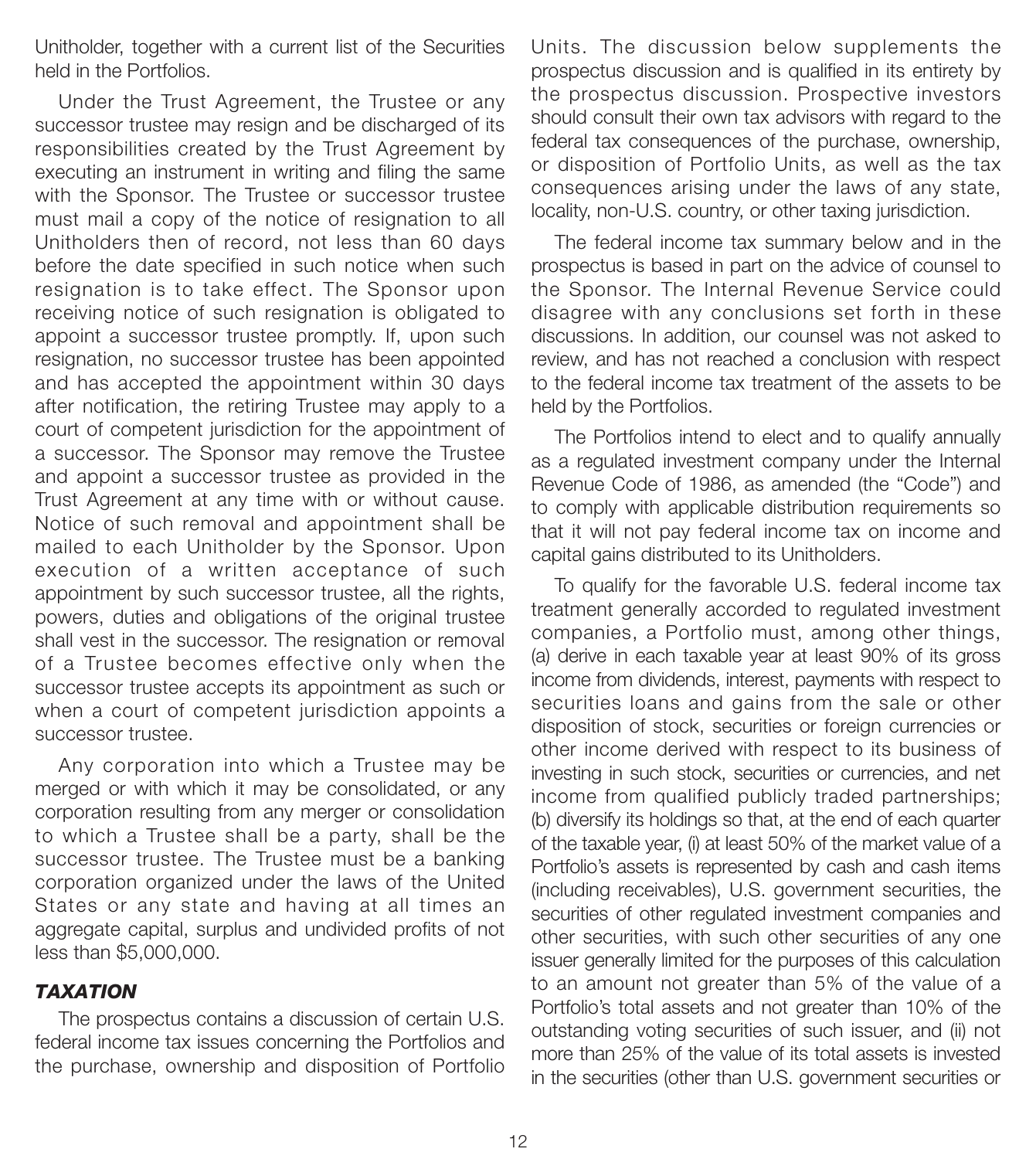Unitholder, together with a current list of the Securities held in the Portfolios.

Under the Trust Agreement, the Trustee or any successor trustee may resign and be discharged of its responsibilities created by the Trust Agreement by executing an instrument in writing and filing the same with the Sponsor. The Trustee or successor trustee must mail a copy of the notice of resignation to all Unitholders then of record, not less than 60 days before the date specified in such notice when such resignation is to take effect. The Sponsor upon receiving notice of such resignation is obligated to appoint a successor trustee promptly. If, upon such resignation, no successor trustee has been appointed and has accepted the appointment within 30 days after notification, the retiring Trustee may apply to a court of competent jurisdiction for the appointment of a successor. The Sponsor may remove the Trustee and appoint a successor trustee as provided in the Trust Agreement at any time with or without cause. Notice of such removal and appointment shall be mailed to each Unitholder by the Sponsor. Upon execution of a written acceptance of such appointment by such successor trustee, all the rights, powers, duties and obligations of the original trustee shall vest in the successor. The resignation or removal of a Trustee becomes effective only when the successor trustee accepts its appointment as such or when a court of competent jurisdiction appoints a successor trustee.

Any corporation into which a Trustee may be merged or with which it may be consolidated, or any corporation resulting from any merger or consolidation to which a Trustee shall be a party, shall be the successor trustee. The Trustee must be a banking corporation organized under the laws of the United States or any state and having at all times an aggregate capital, surplus and undivided profits of not less than $5,000,000.

## *TAXATION*

The prospectus contains a discussion of certain U.S. federal income tax issues concerning the Portfolios and the purchase, ownership and disposition of Portfolio Units. The discussion below supplements the prospectus discussion and is qualified in its entirety by the prospectus discussion. Prospective investors should consult their own tax advisors with regard to the federal tax consequences of the purchase, ownership, or disposition of Portfolio Units, as well as the tax consequences arising under the laws of any state, locality, non-U.S. country, or other taxing jurisdiction.

The federal income tax summary below and in the prospectus is based in part on the advice of counsel to the Sponsor. The Internal Revenue Service could disagree with any conclusions set forth in these discussions. In addition, our counsel was not asked to review, and has not reached a conclusion with respect to the federal income tax treatment of the assets to be held by the Portfolios.

The Portfolios intend to elect and to qualify annually as a regulated investment company under the Internal Revenue Code of 1986, as amended (the "Code") and to comply with applicable distribution requirements so that it will not pay federal income tax on income and capital gains distributed to its Unitholders.

To qualify for the favorable U.S. federal income tax treatment generally accorded to regulated investment companies, a Portfolio must, among other things, (a) derive in each taxable year at least 90% of its gross income from dividends, interest, payments with respect to securities loans and gains from the sale or other disposition of stock, securities or foreign currencies or other income derived with respect to its business of investing in such stock, securities or currencies, and net income from qualified publicly traded partnerships; (b) diversify its holdings so that, at the end of each quarter of the taxable year, (i) at least 50% of the market value of a Portfolio's assets is represented by cash and cash items (including receivables), U.S. government securities, the securities of other regulated investment companies and other securities, with such other securities of any one issuer generally limited for the purposes of this calculation to an amount not greater than 5% of the value of a Portfolio's total assets and not greater than 10% of the outstanding voting securities of such issuer, and (ii) not more than 25% of the value of its total assets is invested in the securities (other than U.S. government securities or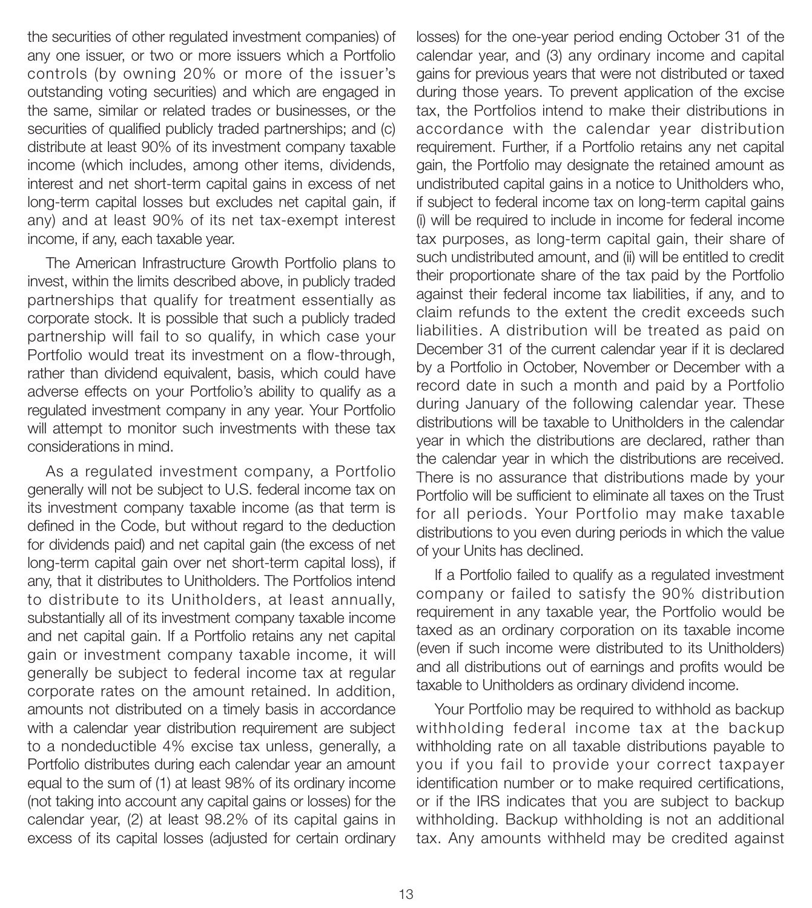the securities of other regulated investment companies) of any one issuer, or two or more issuers which a Portfolio controls (by owning 20% or more of the issuer's outstanding voting securities) and which are engaged in the same, similar or related trades or businesses, or the securities of qualified publicly traded partnerships; and (c) distribute at least 90% of its investment company taxable income (which includes, among other items, dividends, interest and net short-term capital gains in excess of net long-term capital losses but excludes net capital gain, if any) and at least 90% of its net tax-exempt interest income, if any, each taxable year.

The American Infrastructure Growth Portfolio plans to invest, within the limits described above, in publicly traded partnerships that qualify for treatment essentially as corporate stock. It is possible that such a publicly traded partnership will fail to so qualify, in which case your Portfolio would treat its investment on a flow-through, rather than dividend equivalent, basis, which could have adverse effects on your Portfolio's ability to qualify as a regulated investment company in any year. Your Portfolio will attempt to monitor such investments with these tax considerations in mind.

As a regulated investment company, a Portfolio generally will not be subject to U.S. federal income tax on its investment company taxable income (as that term is defined in the Code, but without regard to the deduction for dividends paid) and net capital gain (the excess of net long-term capital gain over net short-term capital loss), if any, that it distributes to Unitholders. The Portfolios intend to distribute to its Unitholders, at least annually, substantially all of its investment company taxable income and net capital gain. If a Portfolio retains any net capital gain or investment company taxable income, it will generally be subject to federal income tax at regular corporate rates on the amount retained. In addition, amounts not distributed on a timely basis in accordance with a calendar year distribution requirement are subject to a nondeductible 4% excise tax unless, generally, a Portfolio distributes during each calendar year an amount equal to the sum of (1) at least 98% of its ordinary income (not taking into account any capital gains or losses) for the calendar year, (2) at least 98.2% of its capital gains in excess of its capital losses (adjusted for certain ordinary losses) for the one-year period ending October 31 of the calendar year, and (3) any ordinary income and capital gains for previous years that were not distributed or taxed during those years. To prevent application of the excise tax, the Portfolios intend to make their distributions in accordance with the calendar year distribution requirement. Further, if a Portfolio retains any net capital gain, the Portfolio may designate the retained amount as undistributed capital gains in a notice to Unitholders who, if subject to federal income tax on long-term capital gains (i) will be required to include in income for federal income tax purposes, as long-term capital gain, their share of such undistributed amount, and (ii) will be entitled to credit their proportionate share of the tax paid by the Portfolio against their federal income tax liabilities, if any, and to claim refunds to the extent the credit exceeds such liabilities. A distribution will be treated as paid on December 31 of the current calendar year if it is declared by a Portfolio in October, November or December with a record date in such a month and paid by a Portfolio during January of the following calendar year. These distributions will be taxable to Unitholders in the calendar year in which the distributions are declared, rather than the calendar year in which the distributions are received. There is no assurance that distributions made by your Portfolio will be sufficient to eliminate all taxes on the Trust for all periods. Your Portfolio may make taxable distributions to you even during periods in which the value of your Units has declined.

If a Portfolio failed to qualify as a regulated investment company or failed to satisfy the 90% distribution requirement in any taxable year, the Portfolio would be taxed as an ordinary corporation on its taxable income (even if such income were distributed to its Unitholders) and all distributions out of earnings and profits would be taxable to Unitholders as ordinary dividend income.

Your Portfolio may be required to withhold as backup withholding federal income tax at the backup withholding rate on all taxable distributions payable to you if you fail to provide your correct taxpayer identification number or to make required certifications, or if the IRS indicates that you are subject to backup withholding. Backup withholding is not an additional tax. Any amounts withheld may be credited against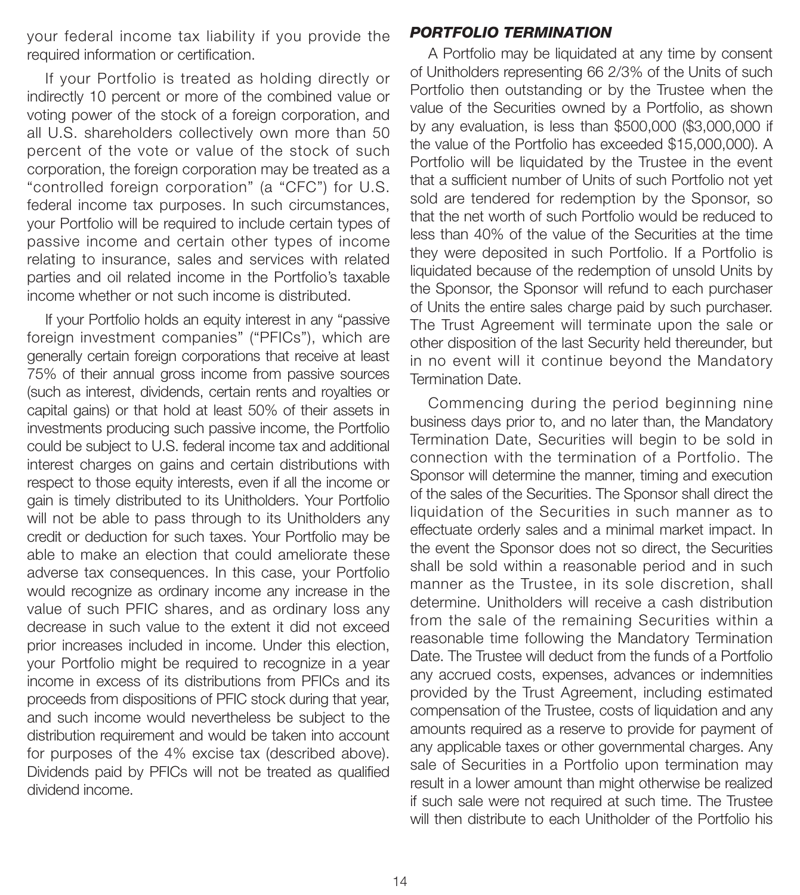your federal income tax liability if you provide the required information or certification.

If your Portfolio is treated as holding directly or indirectly 10 percent or more of the combined value or voting power of the stock of a foreign corporation, and all U.S. shareholders collectively own more than 50 percent of the vote or value of the stock of such corporation, the foreign corporation may be treated as a "controlled foreign corporation" (a "CFC") for U.S. federal income tax purposes. In such circumstances, your Portfolio will be required to include certain types of passive income and certain other types of income relating to insurance, sales and services with related parties and oil related income in the Portfolio's taxable income whether or not such income is distributed.

If your Portfolio holds an equity interest in any "passive foreign investment companies" ("PFICs"), which are generally certain foreign corporations that receive at least 75% of their annual gross income from passive sources (such as interest, dividends, certain rents and royalties or capital gains) or that hold at least 50% of their assets in investments producing such passive income, the Portfolio could be subject to U.S. federal income tax and additional interest charges on gains and certain distributions with respect to those equity interests, even if all the income or gain is timely distributed to its Unitholders. Your Portfolio will not be able to pass through to its Unitholders any credit or deduction for such taxes. Your Portfolio may be able to make an election that could ameliorate these adverse tax consequences. In this case, your Portfolio would recognize as ordinary income any increase in the value of such PFIC shares, and as ordinary loss any decrease in such value to the extent it did not exceed prior increases included in income. Under this election, your Portfolio might be required to recognize in a year income in excess of its distributions from PFICs and its proceeds from dispositions of PFIC stock during that year, and such income would nevertheless be subject to the distribution requirement and would be taken into account for purposes of the 4% excise tax (described above). Dividends paid by PFICs will not be treated as qualified dividend income.

## ***PORTFOLIO TERMINATION***

A Portfolio may be liquidated at any time by consent of Unitholders representing 66 2/3% of the Units of such Portfolio then outstanding or by the Trustee when the value of the Securities owned by a Portfolio, as shown by any evaluation, is less than $500,000 ($3,000,000 if the value of the Portfolio has exceeded $15,000,000). A Portfolio will be liquidated by the Trustee in the event that a sufficient number of Units of such Portfolio not yet sold are tendered for redemption by the Sponsor, so that the net worth of such Portfolio would be reduced to less than 40% of the value of the Securities at the time they were deposited in such Portfolio. If a Portfolio is liquidated because of the redemption of unsold Units by the Sponsor, the Sponsor will refund to each purchaser of Units the entire sales charge paid by such purchaser. The Trust Agreement will terminate upon the sale or other disposition of the last Security held thereunder, but in no event will it continue beyond the Mandatory Termination Date.

Commencing during the period beginning nine business days prior to, and no later than, the Mandatory Termination Date, Securities will begin to be sold in connection with the termination of a Portfolio. The Sponsor will determine the manner, timing and execution of the sales of the Securities. The Sponsor shall direct the liquidation of the Securities in such manner as to effectuate orderly sales and a minimal market impact. In the event the Sponsor does not so direct, the Securities shall be sold within a reasonable period and in such manner as the Trustee, in its sole discretion, shall determine. Unitholders will receive a cash distribution from the sale of the remaining Securities within a reasonable time following the Mandatory Termination Date. The Trustee will deduct from the funds of a Portfolio any accrued costs, expenses, advances or indemnities provided by the Trust Agreement, including estimated compensation of the Trustee, costs of liquidation and any amounts required as a reserve to provide for payment of any applicable taxes or other governmental charges. Any sale of Securities in a Portfolio upon termination may result in a lower amount than might otherwise be realized if such sale were not required at such time. The Trustee will then distribute to each Unitholder of the Portfolio his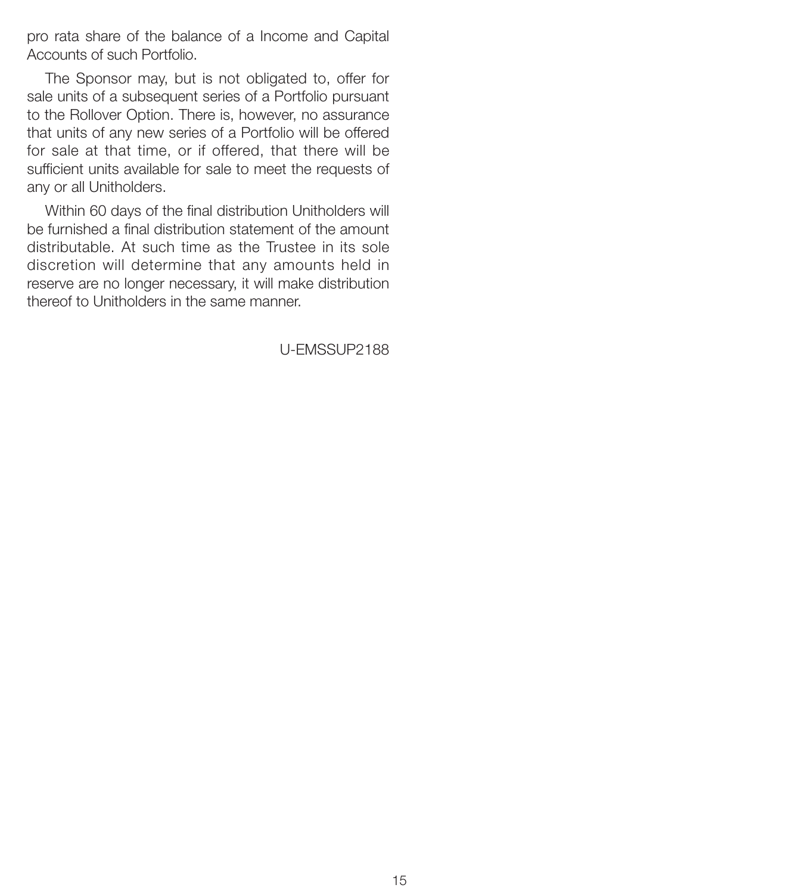pro rata share of the balance of a Income and Capital Accounts of such Portfolio.

The Sponsor may, but is not obligated to, offer for sale units of a subsequent series of a Portfolio pursuant to the Rollover Option. There is, however, no assurance that units of any new series of a Portfolio will be offered for sale at that time, or if offered, that there will be sufficient units available for sale to meet the requests of any or all Unitholders.

Within 60 days of the final distribution Unitholders will be furnished a final distribution statement of the amount distributable. At such time as the Trustee in its sole discretion will determine that any amounts held in reserve are no longer necessary, it will make distribution thereof to Unitholders in the same manner.

U-EMSSUP2188